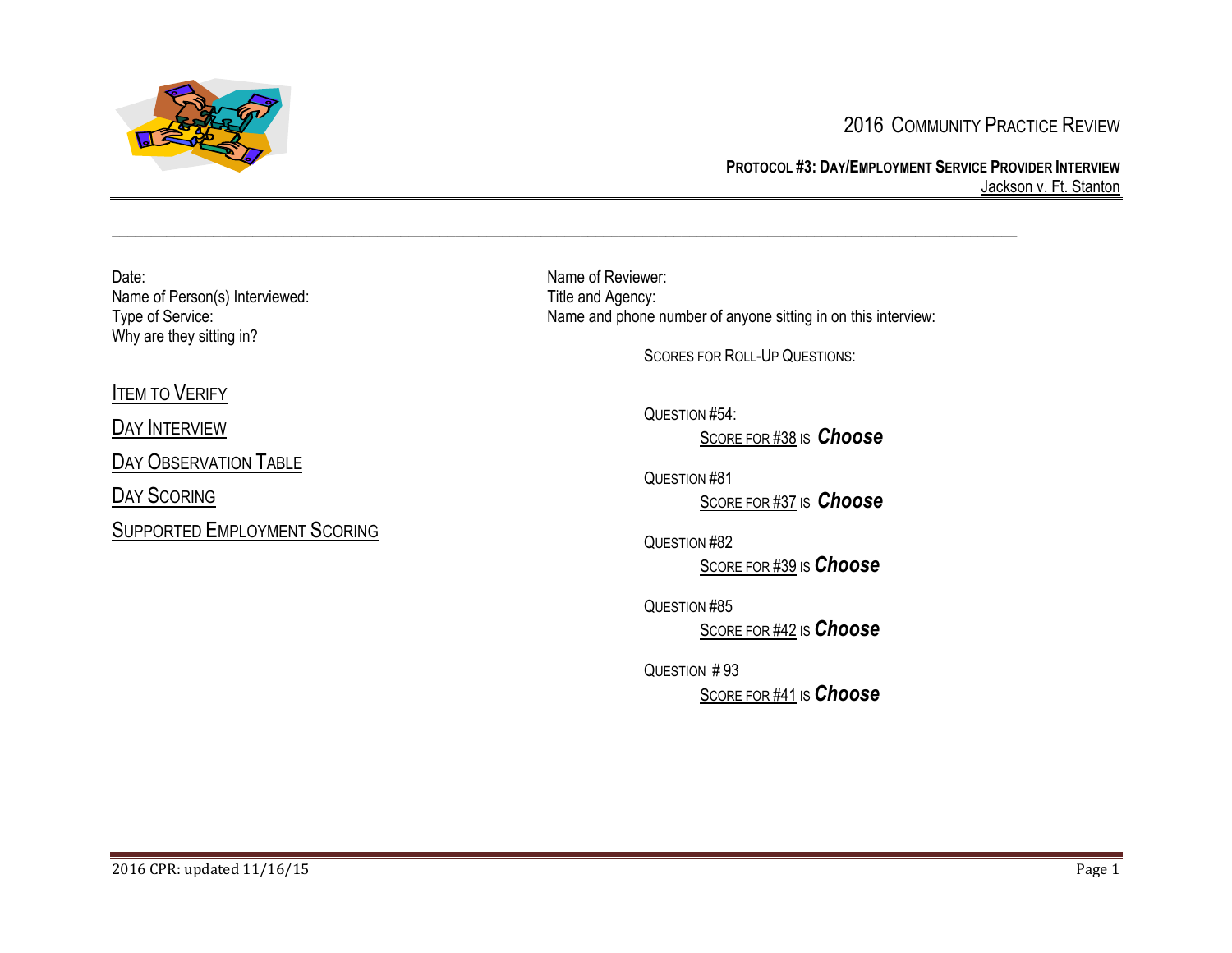# 2016 Community Practice Review

**Protocol #3: Day/Employment Service Provider Interview**

Jackson v. Ft. Stanton

---

Date:
Name of Person(s) Interviewed:
Type of Service:
Why are they sitting in?

Name of Reviewer:
Title and Agency:
Name and phone number of anyone sitting in on this interview:

Scores for Roll-Up Questions:

Question #54:
Score for #38 is ***Choose***

Question #81
Score for #37 is ***Choose***

Question #82
Score for #39 is ***Choose***

Question #85
Score for #42 is ***Choose***

Question # 93
Score for #41 is ***Choose***

Item to Verify

Day Interview

Day Observation Table

Day Scoring

Supported Employment Scoring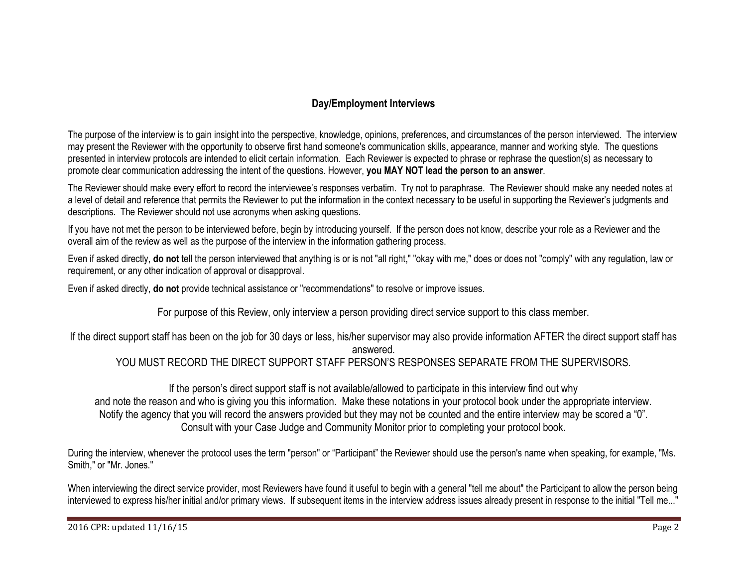## Day/Employment Interviews

The purpose of the interview is to gain insight into the perspective, knowledge, opinions, preferences, and circumstances of the person interviewed. The interview may present the Reviewer with the opportunity to observe first hand someone's communication skills, appearance, manner and working style. The questions presented in interview protocols are intended to elicit certain information. Each Reviewer is expected to phrase or rephrase the question(s) as necessary to promote clear communication addressing the intent of the questions. However, **you MAY NOT lead the person to an answer**.

The Reviewer should make every effort to record the interviewee's responses verbatim. Try not to paraphrase. The Reviewer should make any needed notes at a level of detail and reference that permits the Reviewer to put the information in the context necessary to be useful in supporting the Reviewer's judgments and descriptions. The Reviewer should not use acronyms when asking questions.

If you have not met the person to be interviewed before, begin by introducing yourself. If the person does not know, describe your role as a Reviewer and the overall aim of the review as well as the purpose of the interview in the information gathering process.

Even if asked directly, **do not** tell the person interviewed that anything is or is not "all right," "okay with me," does or does not "comply" with any regulation, law or requirement, or any other indication of approval or disapproval.

Even if asked directly, **do not** provide technical assistance or "recommendations" to resolve or improve issues.

For purpose of this Review, only interview a person providing direct service support to this class member.

If the direct support staff has been on the job for 30 days or less, his/her supervisor may also provide information AFTER the direct support staff has answered.
YOU MUST RECORD THE DIRECT SUPPORT STAFF PERSON'S RESPONSES SEPARATE FROM THE SUPERVISORS.

If the person's direct support staff is not available/allowed to participate in this interview find out why and note the reason and who is giving you this information. Make these notations in your protocol book under the appropriate interview. Notify the agency that you will record the answers provided but they may not be counted and the entire interview may be scored a "0". Consult with your Case Judge and Community Monitor prior to completing your protocol book.

During the interview, whenever the protocol uses the term "person" or "Participant" the Reviewer should use the person's name when speaking, for example, "Ms. Smith," or "Mr. Jones."

When interviewing the direct service provider, most Reviewers have found it useful to begin with a general "tell me about" the Participant to allow the person being interviewed to express his/her initial and/or primary views. If subsequent items in the interview address issues already present in response to the initial "Tell me..."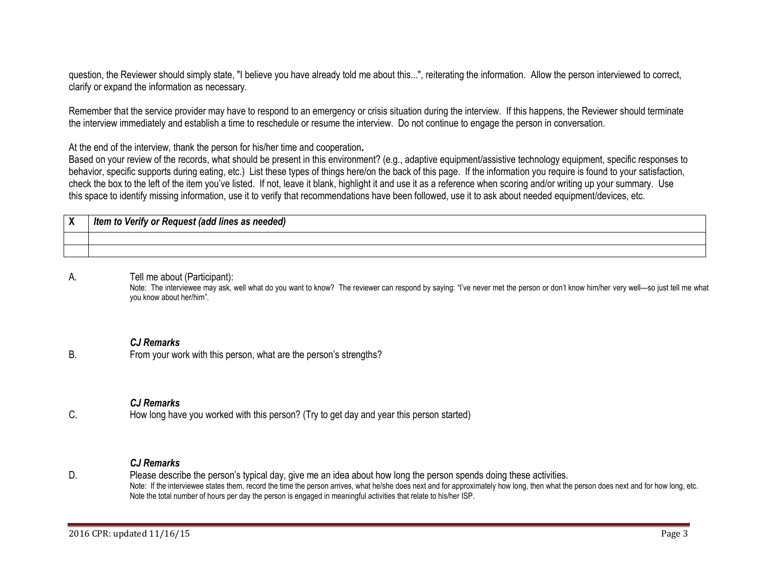question, the Reviewer should simply state, "I believe you have already told me about this...", reiterating the information. Allow the person interviewed to correct, clarify or expand the information as necessary.

Remember that the service provider may have to respond to an emergency or crisis situation during the interview. If this happens, the Reviewer should terminate the interview immediately and establish a time to reschedule or resume the interview. Do not continue to engage the person in conversation.

At the end of the interview, thank the person for his/her time and cooperation**.**
Based on your review of the records, what should be present in this environment? (e.g., adaptive equipment/assistive technology equipment, specific responses to behavior, specific supports during eating, etc.) List these types of things here/on the back of this page. If the information you require is found to your satisfaction, check the box to the left of the item you've listed. If not, leave it blank, highlight it and use it as a reference when scoring and/or writing up your summary. Use this space to identify missing information, use it to verify that recommendations have been followed, use it to ask about needed equipment/devices, etc.

| X | *Item to Verify or Request (add lines as needed)* |
|---|---|
| | |
| | |

A. Tell me about (Participant):
Note: The interviewee may ask, well what do you want to know? The reviewer can respond by saying: "I've never met the person or don't know him/her very well—so just tell me what you know about her/him".

***CJ Remarks***

B. From your work with this person, what are the person's strengths?

***CJ Remarks***

C. How long have you worked with this person? (Try to get day and year this person started)

***CJ Remarks***

D. Please describe the person's typical day, give me an idea about how long the person spends doing these activities.
Note: If the interviewee states them, record the time the person arrives, what he/she does next and for approximately how long, then what the person does next and for how long, etc. Note the total number of hours per day the person is engaged in meaningful activities that relate to his/her ISP.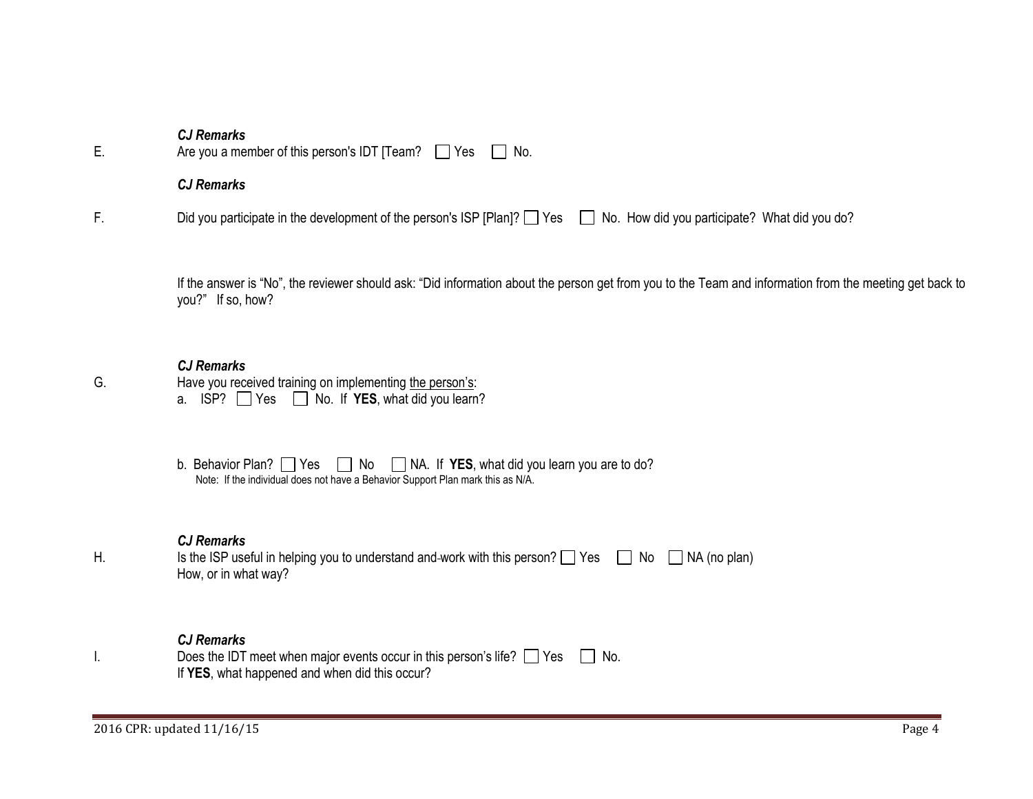***CJ Remarks***

E. Are you a member of this person's IDT [Team? ☐ Yes ☐ No.

***CJ Remarks***

F. Did you participate in the development of the person's ISP [Plan]? ☐ Yes ☐ No. How did you participate? What did you do?

If the answer is "No", the reviewer should ask: "Did information about the person get from you to the Team and information from the meeting get back to you?" If so, how?

***CJ Remarks***

G. Have you received training on implementing <u>the person's</u>:

a. ISP? ☐ Yes ☐ No. If **YES**, what did you learn?

b. Behavior Plan? ☐ Yes ☐ No ☐ NA. If **YES**, what did you learn you are to do?

Note: If the individual does not have a Behavior Support Plan mark this as N/A.

***CJ Remarks***

H. Is the ISP useful in helping you to understand and-work with this person? ☐ Yes ☐ No ☐ NA (no plan)

How, or in what way?

***CJ Remarks***

I. Does the IDT meet when major events occur in this person's life? ☐ Yes ☐ No.

If **YES**, what happened and when did this occur?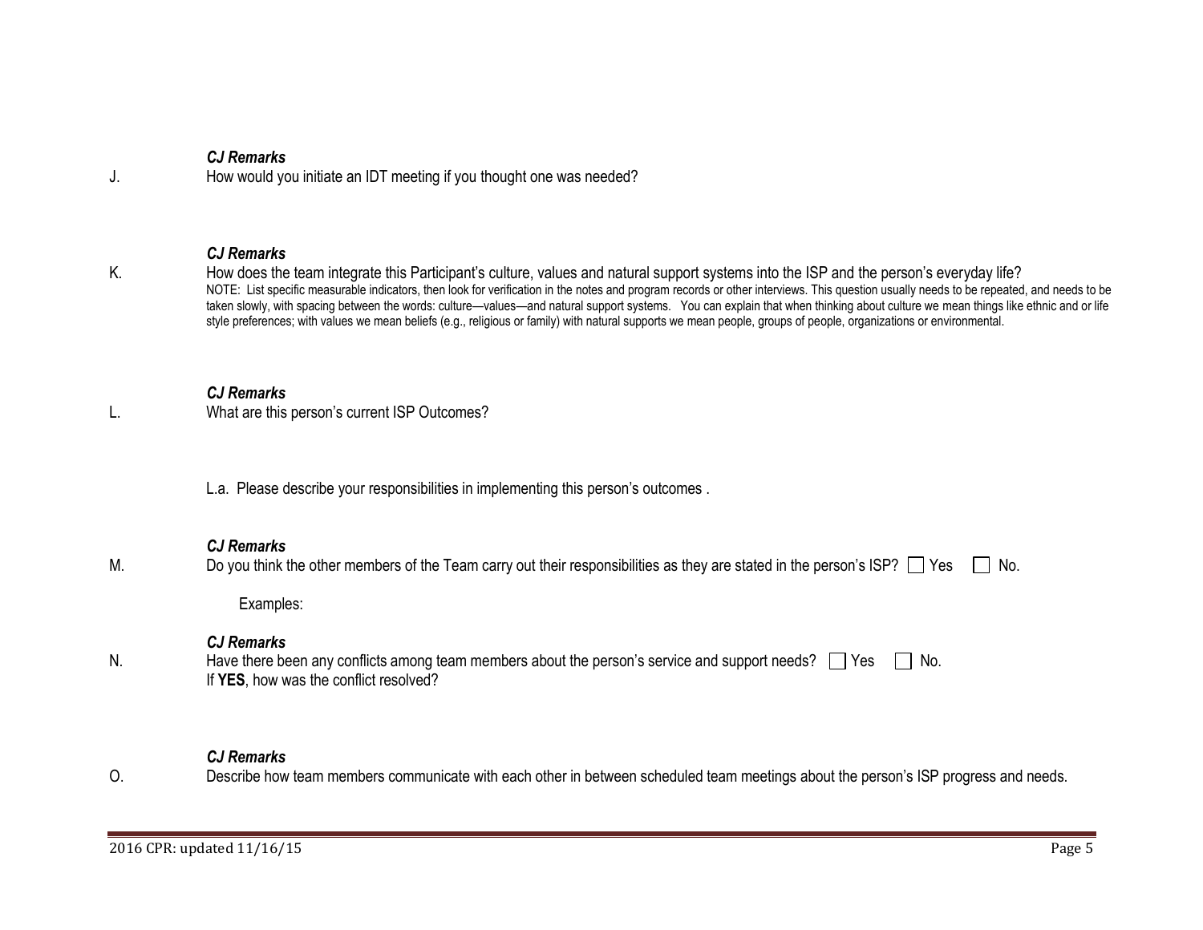***CJ Remarks***

J. How would you initiate an IDT meeting if you thought one was needed?

***CJ Remarks***

K. How does the team integrate this Participant's culture, values and natural support systems into the ISP and the person's everyday life?

NOTE: List specific measurable indicators, then look for verification in the notes and program records or other interviews. This question usually needs to be repeated, and needs to be taken slowly, with spacing between the words: culture—values—and natural support systems. You can explain that when thinking about culture we mean things like ethnic and or life style preferences; with values we mean beliefs (e.g., religious or family) with natural supports we mean people, groups of people, organizations or environmental.

***CJ Remarks***

L. What are this person's current ISP Outcomes?

L.a. Please describe your responsibilities in implementing this person's outcomes .

***CJ Remarks***

M. Do you think the other members of the Team carry out their responsibilities as they are stated in the person's ISP? ☐ Yes ☐ No.

Examples:

***CJ Remarks***

N. Have there been any conflicts among team members about the person's service and support needs? ☐ Yes ☐ No.
If **YES**, how was the conflict resolved?

***CJ Remarks***

O. Describe how team members communicate with each other in between scheduled team meetings about the person's ISP progress and needs.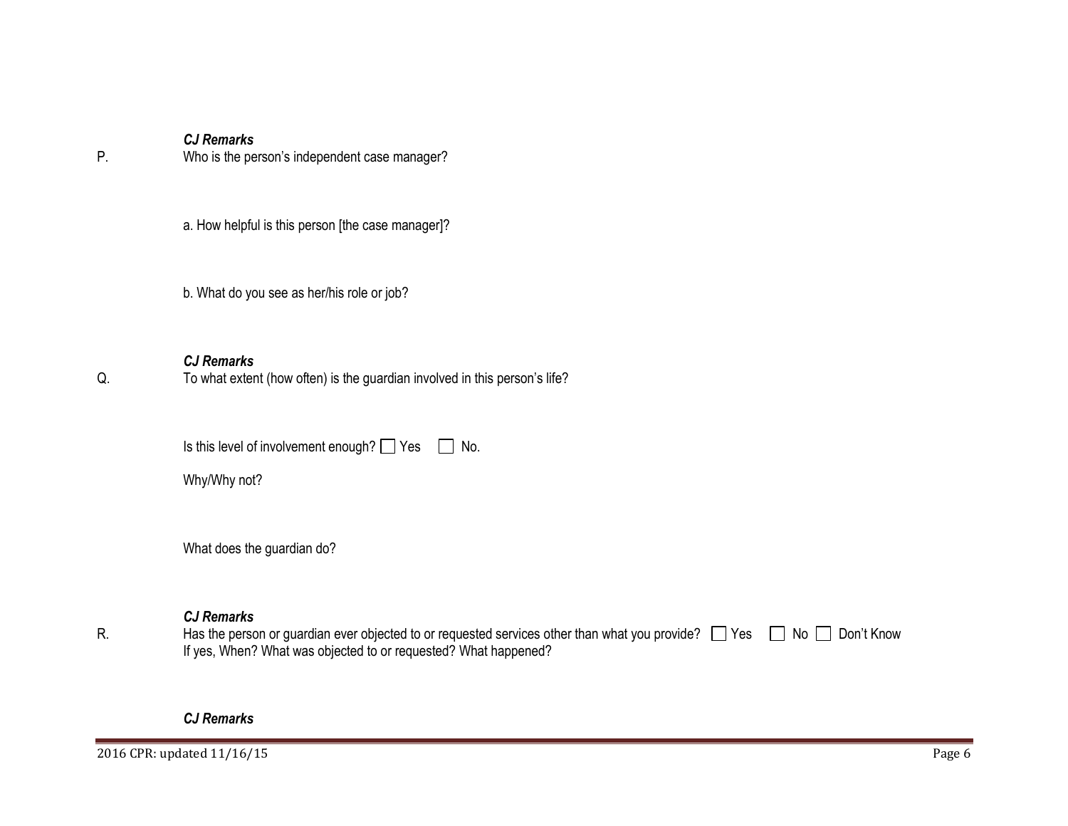***CJ Remarks***

P. Who is the person's independent case manager?

a. How helpful is this person [the case manager]?

b. What do you see as her/his role or job?

***CJ Remarks***

Q. To what extent (how often) is the guardian involved in this person's life?

Is this level of involvement enough? ☐ Yes ☐ No.

Why/Why not?

What does the guardian do?

***CJ Remarks***

R. Has the person or guardian ever objected to or requested services other than what you provide? ☐ Yes ☐ No ☐ Don't Know
If yes, When? What was objected to or requested? What happened?

***CJ Remarks***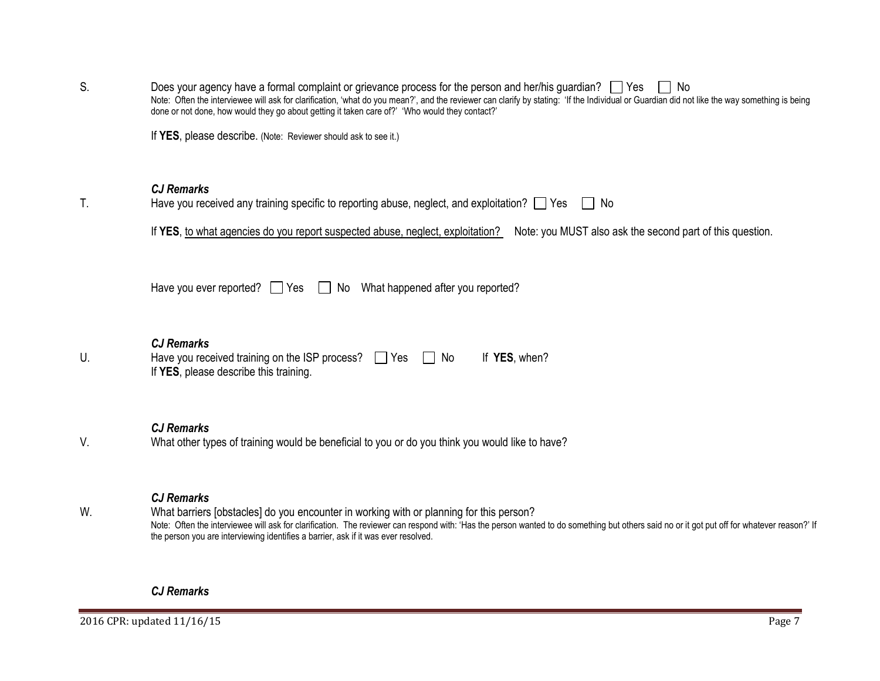S. Does your agency have a formal complaint or grievance process for the person and her/his guardian? ☐ Yes ☐ No

Note: Often the interviewee will ask for clarification, 'what do you mean?', and the reviewer can clarify by stating: 'If the Individual or Guardian did not like the way something is being done or not done, how would they go about getting it taken care of?' 'Who would they contact?'

If **YES**, please describe. (Note: Reviewer should ask to see it.)

***CJ Remarks***

T. Have you received any training specific to reporting abuse, neglect, and exploitation? ☐ Yes ☐ No

If **YES**, to what agencies do you report suspected abuse, neglect, exploitation? Note: you MUST also ask the second part of this question.

Have you ever reported? ☐ Yes ☐ No What happened after you reported?

***CJ Remarks***

U. Have you received training on the ISP process? ☐ Yes ☐ No If **YES**, when?

If **YES**, please describe this training.

***CJ Remarks***

V. What other types of training would be beneficial to you or do you think you would like to have?

***CJ Remarks***

W. What barriers [obstacles] do you encounter in working with or planning for this person?

Note: Often the interviewee will ask for clarification. The reviewer can respond with: 'Has the person wanted to do something but others said no or it got put off for whatever reason?' If the person you are interviewing identifies a barrier, ask if it was ever resolved.

***CJ Remarks***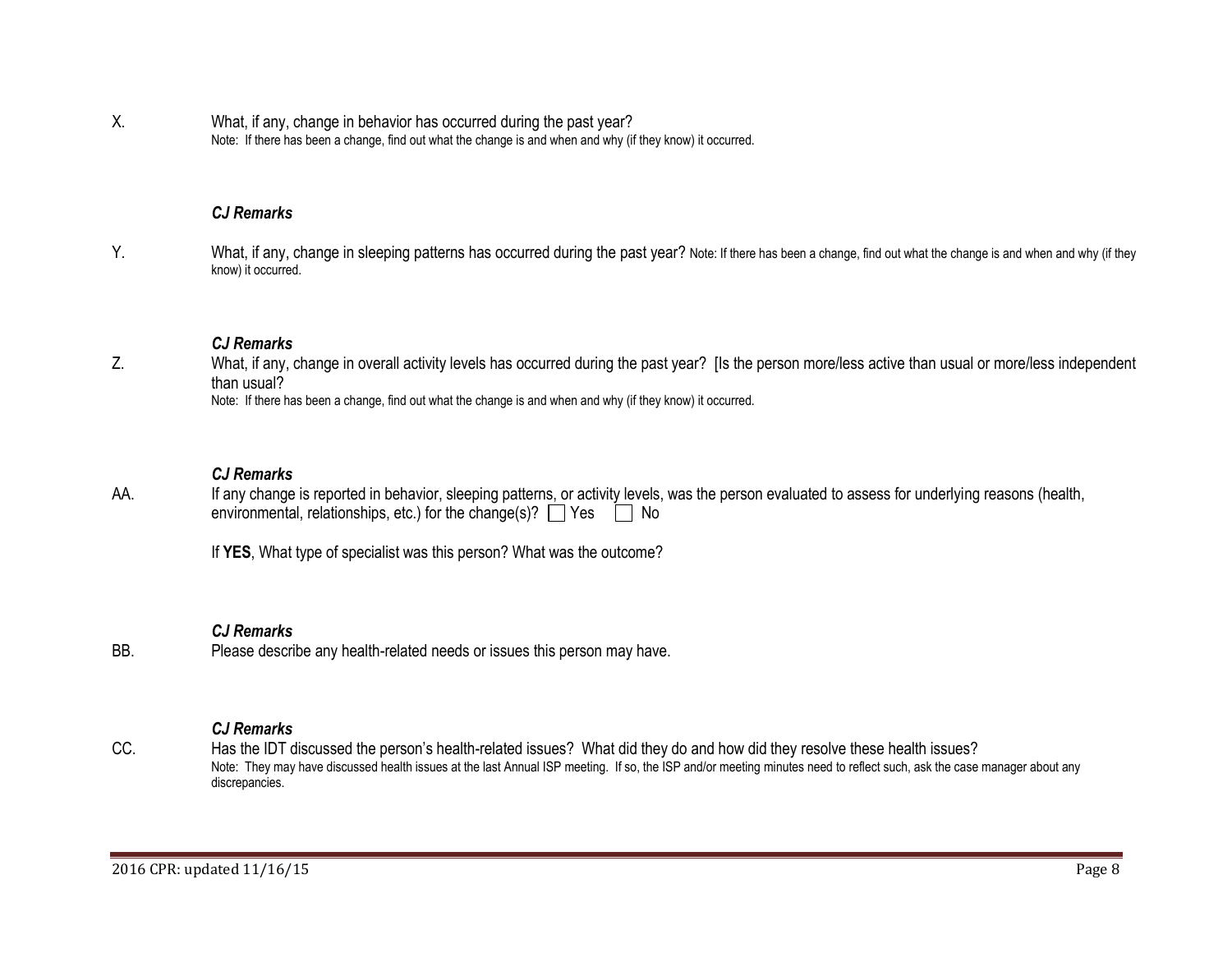X. What, if any, change in behavior has occurred during the past year?
Note: If there has been a change, find out what the change is and when and why (if they know) it occurred.

***CJ Remarks***

Y. What, if any, change in sleeping patterns has occurred during the past year? Note: If there has been a change, find out what the change is and when and why (if they know) it occurred.

***CJ Remarks***

Z. What, if any, change in overall activity levels has occurred during the past year? [Is the person more/less active than usual or more/less independent than usual?
Note: If there has been a change, find out what the change is and when and why (if they know) it occurred.

***CJ Remarks***

AA. If any change is reported in behavior, sleeping patterns, or activity levels, was the person evaluated to assess for underlying reasons (health, environmental, relationships, etc.) for the change(s)? ☐ Yes ☐ No

If **YES**, What type of specialist was this person? What was the outcome?

***CJ Remarks***

BB. Please describe any health-related needs or issues this person may have.

***CJ Remarks***

CC. Has the IDT discussed the person's health-related issues? What did they do and how did they resolve these health issues?
Note: They may have discussed health issues at the last Annual ISP meeting. If so, the ISP and/or meeting minutes need to reflect such, ask the case manager about any discrepancies.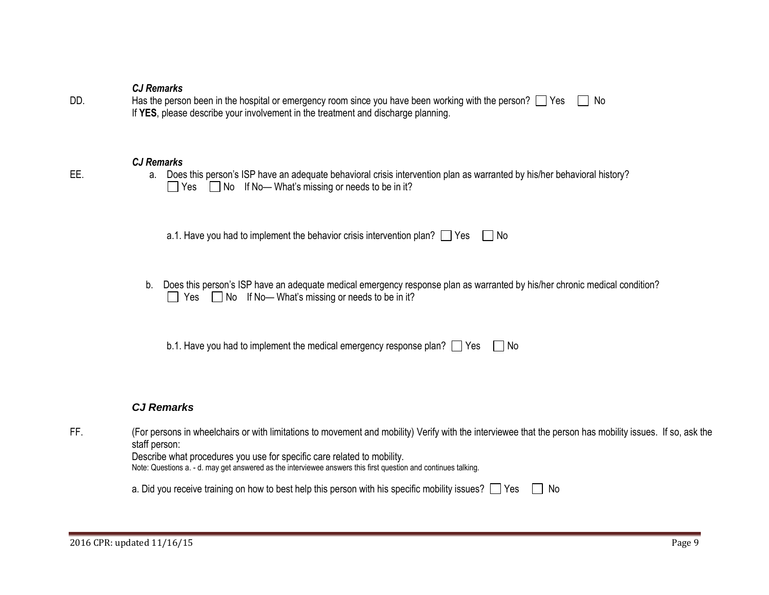***CJ Remarks***

DD. Has the person been in the hospital or emergency room since you have been working with the person? ☐ Yes ☐ No
If **YES**, please describe your involvement in the treatment and discharge planning.

***CJ Remarks***

EE.

a. Does this person's ISP have an adequate behavioral crisis intervention plan as warranted by his/her behavioral history?
☐ Yes ☐ No If No— What's missing or needs to be in it?

a.1. Have you had to implement the behavior crisis intervention plan? ☐ Yes ☐ No

b. Does this person's ISP have an adequate medical emergency response plan as warranted by his/her chronic medical condition?
☐ Yes ☐ No If No— What's missing or needs to be in it?

b.1. Have you had to implement the medical emergency response plan? ☐ Yes ☐ No

***CJ Remarks***

FF. (For persons in wheelchairs or with limitations to movement and mobility) Verify with the interviewee that the person has mobility issues. If so, ask the staff person:
Describe what procedures you use for specific care related to mobility.
Note: Questions a. - d. may get answered as the interviewee answers this first question and continues talking.

a. Did you receive training on how to best help this person with his specific mobility issues? ☐ Yes ☐ No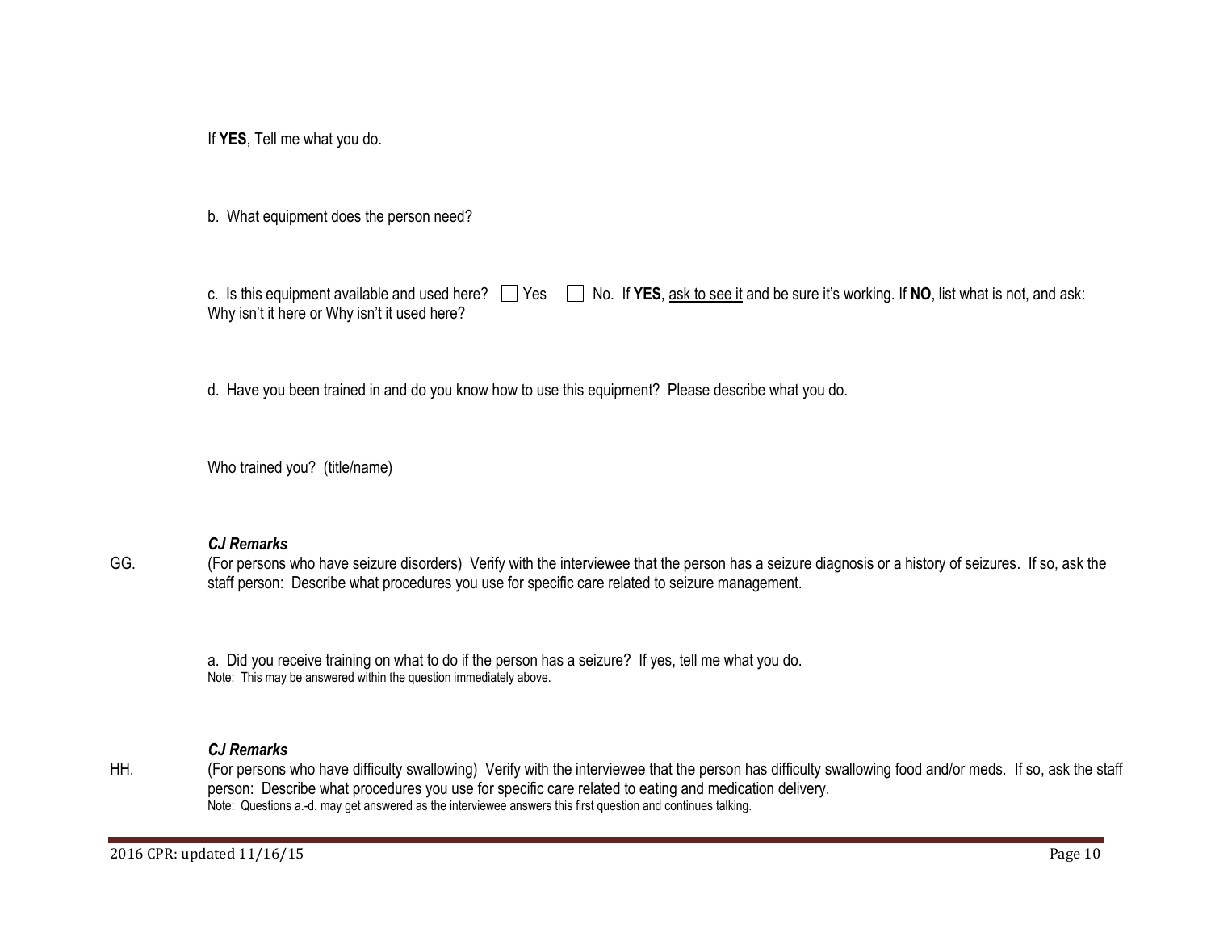If **YES**, Tell me what you do.

b. What equipment does the person need?

c. Is this equipment available and used here? ☐ Yes ☐ No. If **YES**, <u>ask to see it</u> and be sure it's working. If **NO**, list what is not, and ask: Why isn't it here or Why isn't it used here?

d. Have you been trained in and do you know how to use this equipment? Please describe what you do.

Who trained you? (title/name)

***CJ Remarks***

GG. (For persons who have seizure disorders) Verify with the interviewee that the person has a seizure diagnosis or a history of seizures. If so, ask the staff person: Describe what procedures you use for specific care related to seizure management.

a. Did you receive training on what to do if the person has a seizure? If yes, tell me what you do.
Note: This may be answered within the question immediately above.

***CJ Remarks***

HH. (For persons who have difficulty swallowing) Verify with the interviewee that the person has difficulty swallowing food and/or meds. If so, ask the staff person: Describe what procedures you use for specific care related to eating and medication delivery.
Note: Questions a.-d. may get answered as the interviewee answers this first question and continues talking.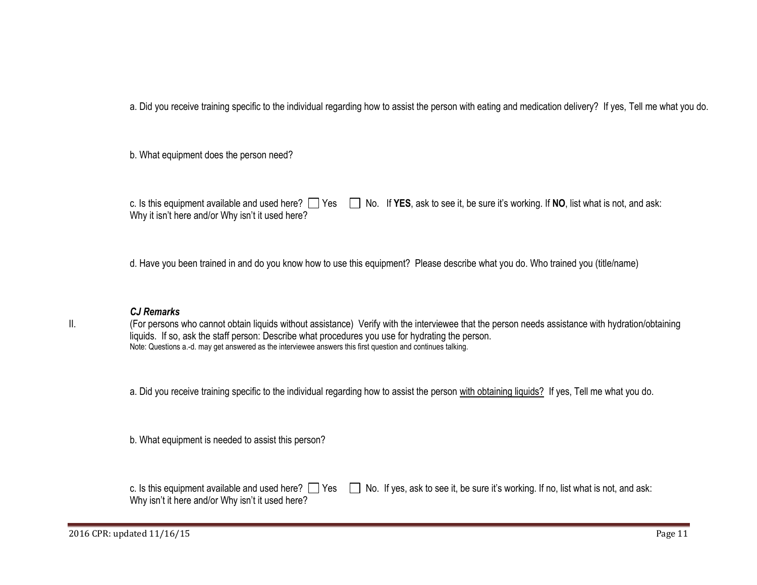a. Did you receive training specific to the individual regarding how to assist the person with eating and medication delivery? If yes, Tell me what you do.

b. What equipment does the person need?

c. Is this equipment available and used here? ☐ Yes ☐ No. If **YES**, ask to see it, be sure it's working. If **NO**, list what is not, and ask: Why it isn't here and/or Why isn't it used here?

d. Have you been trained in and do you know how to use this equipment? Please describe what you do. Who trained you (title/name)

***CJ Remarks***

II. (For persons who cannot obtain liquids without assistance) Verify with the interviewee that the person needs assistance with hydration/obtaining liquids. If so, ask the staff person: Describe what procedures you use for hydrating the person.

Note: Questions a.-d. may get answered as the interviewee answers this first question and continues talking.

a. Did you receive training specific to the individual regarding how to assist the person <u>with obtaining liquids?</u> If yes, Tell me what you do.

b. What equipment is needed to assist this person?

c. Is this equipment available and used here? ☐ Yes ☐ No. If yes, ask to see it, be sure it's working. If no, list what is not, and ask: Why isn't it here and/or Why isn't it used here?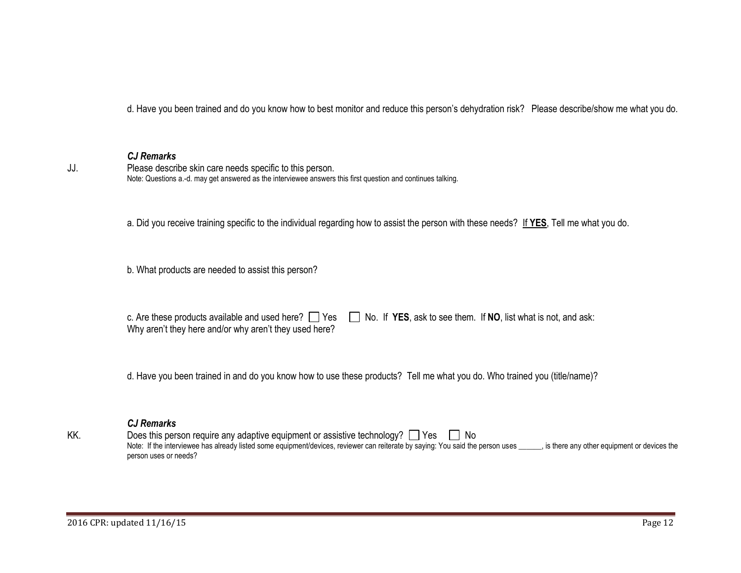d. Have you been trained and do you know how to best monitor and reduce this person's dehydration risk? Please describe/show me what you do.

***CJ Remarks***

JJ. Please describe skin care needs specific to this person.

Note: Questions a.-d. may get answered as the interviewee answers this first question and continues talking.

a. Did you receive training specific to the individual regarding how to assist the person with these needs? **If YES**, Tell me what you do.

b. What products are needed to assist this person?

c. Are these products available and used here? ☐ Yes ☐ No. If **YES**, ask to see them. If **NO**, list what is not, and ask: Why aren't they here and/or why aren't they used here?

d. Have you been trained in and do you know how to use these products? Tell me what you do. Who trained you (title/name)?

***CJ Remarks***

KK. Does this person require any adaptive equipment or assistive technology? ☐ Yes ☐ No

Note: If the interviewee has already listed some equipment/devices, reviewer can reiterate by saying: You said the person uses ______, is there any other equipment or devices the person uses or needs?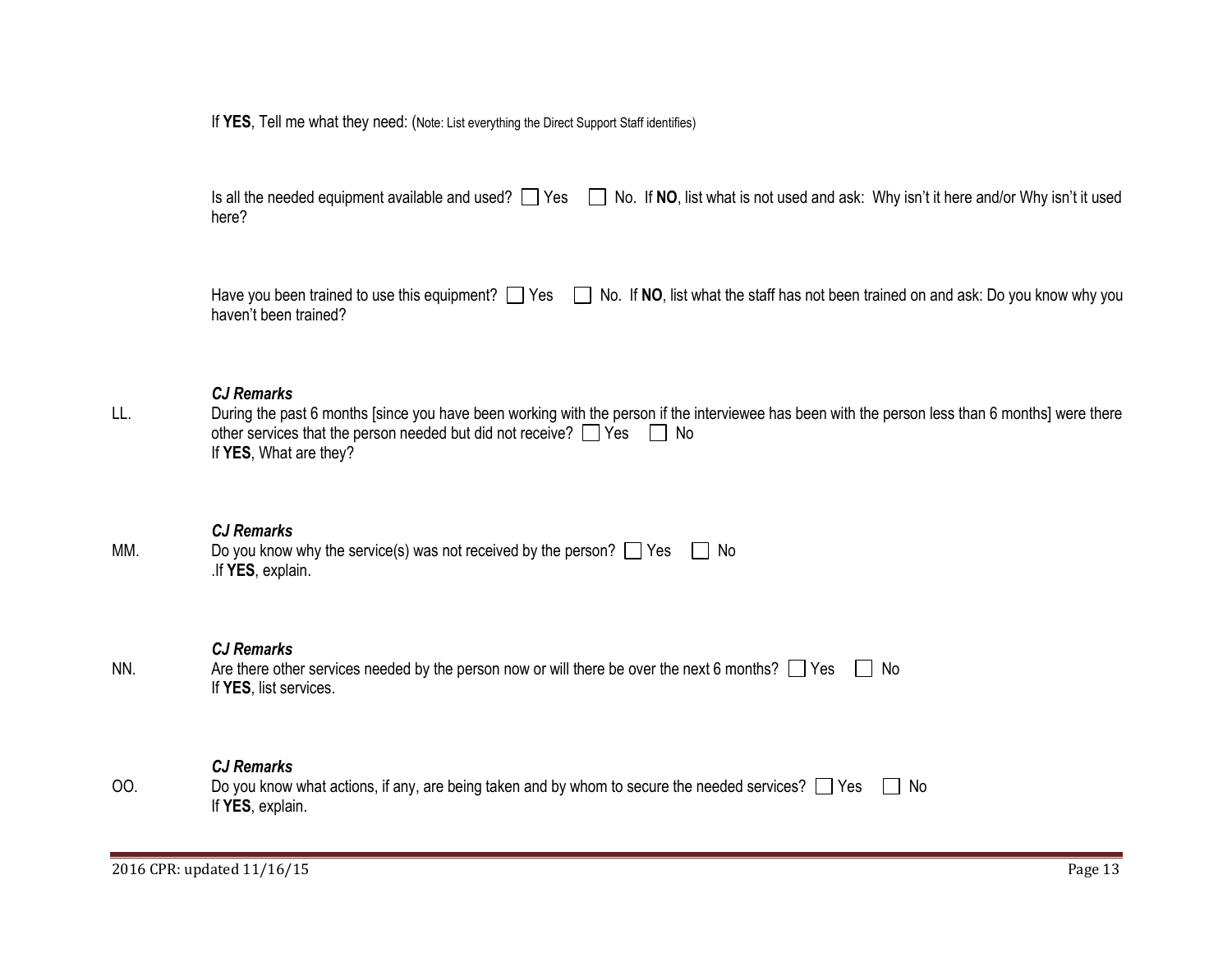If **YES**, Tell me what they need: (Note: List everything the Direct Support Staff identifies)

Is all the needed equipment available and used? ☐ Yes ☐ No. If **NO**, list what is not used and ask: Why isn't it here and/or Why isn't it used here?

Have you been trained to use this equipment? ☐ Yes ☐ No. If **NO**, list what the staff has not been trained on and ask: Do you know why you haven't been trained?

***CJ Remarks***

LL. During the past 6 months [since you have been working with the person if the interviewee has been with the person less than 6 months] were there other services that the person needed but did not receive? ☐ Yes ☐ No
If **YES**, What are they?

***CJ Remarks***

MM. Do you know why the service(s) was not received by the person? ☐ Yes ☐ No
.If **YES**, explain.

***CJ Remarks***

NN. Are there other services needed by the person now or will there be over the next 6 months? ☐ Yes ☐ No
If **YES**, list services.

***CJ Remarks***

OO. Do you know what actions, if any, are being taken and by whom to secure the needed services? ☐ Yes ☐ No
If **YES**, explain.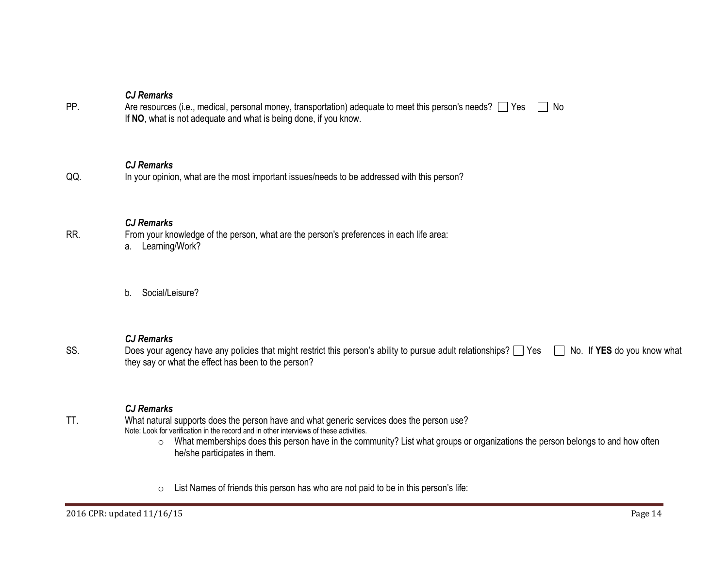***CJ Remarks***

PP. Are resources (i.e., medical, personal money, transportation) adequate to meet this person's needs? ☐ Yes ☐ No
If **NO**, what is not adequate and what is being done, if you know.

***CJ Remarks***

QQ. In your opinion, what are the most important issues/needs to be addressed with this person?

***CJ Remarks***

RR. From your knowledge of the person, what are the person's preferences in each life area:

a. Learning/Work?

b. Social/Leisure?

***CJ Remarks***

SS. Does your agency have any policies that might restrict this person's ability to pursue adult relationships? ☐ Yes ☐ No. If **YES** do you know what they say or what the effect has been to the person?

***CJ Remarks***

TT. What natural supports does the person have and what generic services does the person use?
Note: Look for verification in the record and in other interviews of these activities.

- What memberships does this person have in the community? List what groups or organizations the person belongs to and how often he/she participates in them.

- List Names of friends this person has who are not paid to be in this person's life: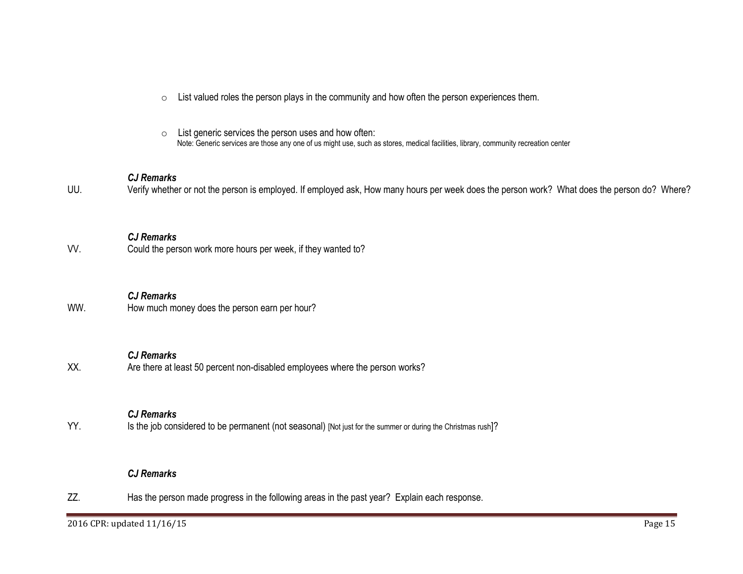- List valued roles the person plays in the community and how often the person experiences them.

- List generic services the person uses and how often:
  Note: Generic services are those any one of us might use, such as stores, medical facilities, library, community recreation center

***CJ Remarks***

UU. Verify whether or not the person is employed. If employed ask, How many hours per week does the person work? What does the person do? Where?

***CJ Remarks***

VV. Could the person work more hours per week, if they wanted to?

***CJ Remarks***

WW. How much money does the person earn per hour?

***CJ Remarks***

XX. Are there at least 50 percent non-disabled employees where the person works?

***CJ Remarks***

YY. Is the job considered to be permanent (not seasonal) [Not just for the summer or during the Christmas rush]?

***CJ Remarks***

ZZ. Has the person made progress in the following areas in the past year? Explain each response.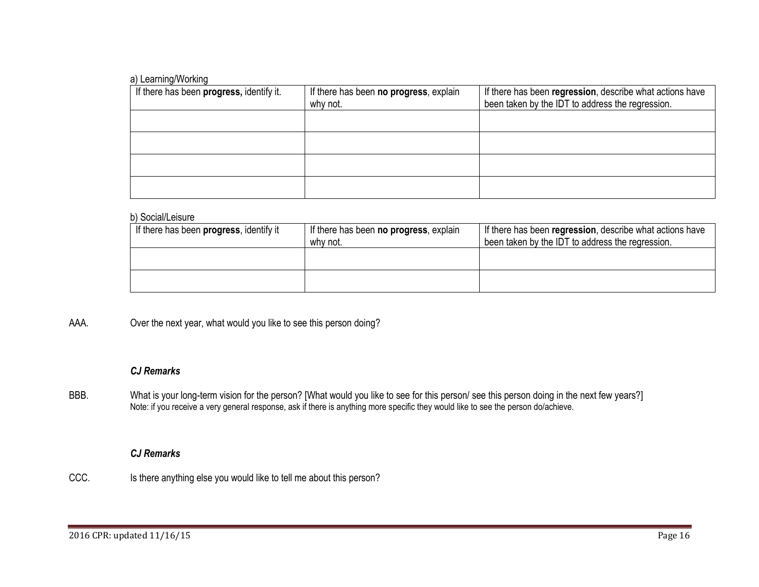a) Learning/Working

| If there has been **progress,** identify it. | If there has been **no progress**, explain why not. | If there has been **regression**, describe what actions have been taken by the IDT to address the regression. |
| --- | --- | --- |
| | | |
| | | |
| | | |
| | | |

b) Social/Leisure

| If there has been **progress**, identify it | If there has been **no progress**, explain why not. | If there has been **regression**, describe what actions have been taken by the IDT to address the regression. |
| --- | --- | --- |
| | | |
| | | |

AAA. Over the next year, what would you like to see this person doing?

***CJ Remarks***

BBB. What is your long-term vision for the person? [What would you like to see for this person/ see this person doing in the next few years?]
Note: if you receive a very general response, ask if there is anything more specific they would like to see the person do/achieve.

***CJ Remarks***

CCC. Is there anything else you would like to tell me about this person?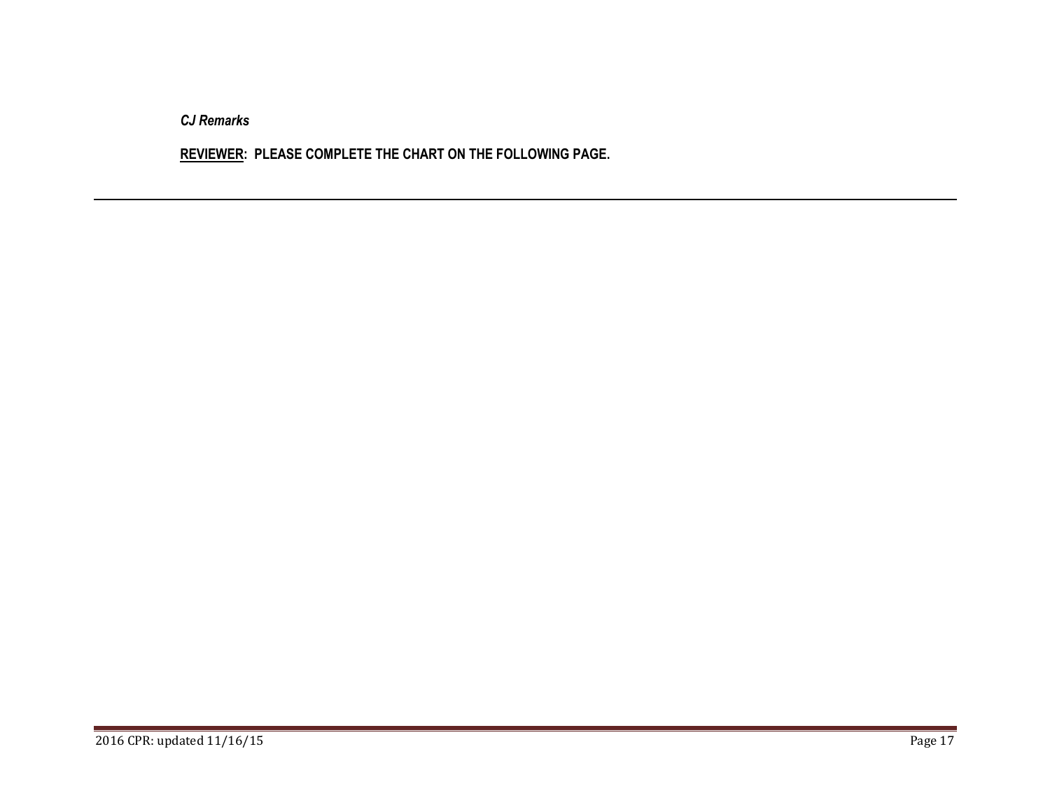*CJ Remarks*

**REVIEWER: PLEASE COMPLETE THE CHART ON THE FOLLOWING PAGE.**

---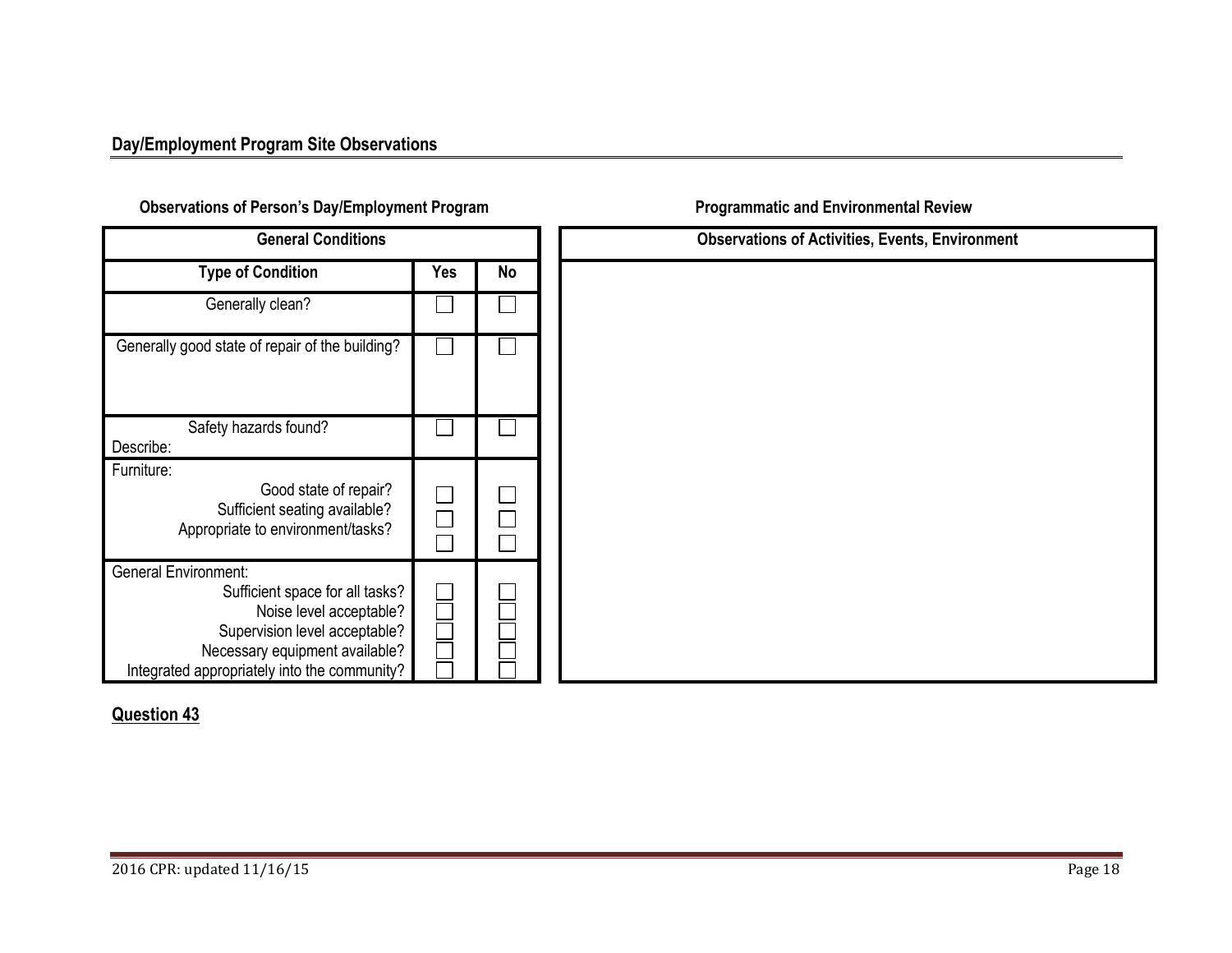## Day/Employment Program Site Observations

### Observations of Person's Day/Employment Program

| General Conditions | | |
|---|---|---|
| **Type of Condition** | **Yes** | **No** |
| Generally clean? | ☐ | ☐ |
| Generally good state of repair of the building? | ☐ | ☐ |
| Safety hazards found?<br>Describe: | ☐ | ☐ |
| Furniture:<br>Good state of repair?<br>Sufficient seating available?<br>Appropriate to environment/tasks? | ☐<br>☐<br>☐ | ☐<br>☐<br>☐ |
| General Environment:<br>Sufficient space for all tasks?<br>Noise level acceptable?<br>Supervision level acceptable?<br>Necessary equipment available?<br>Integrated appropriately into the community? | ☐<br>☐<br>☐<br>☐<br>☐ | ☐<br>☐<br>☐<br>☐<br>☐ |

### Programmatic and Environmental Review

| Observations of Activities, Events, Environment |
|---|
| |

**Question 43**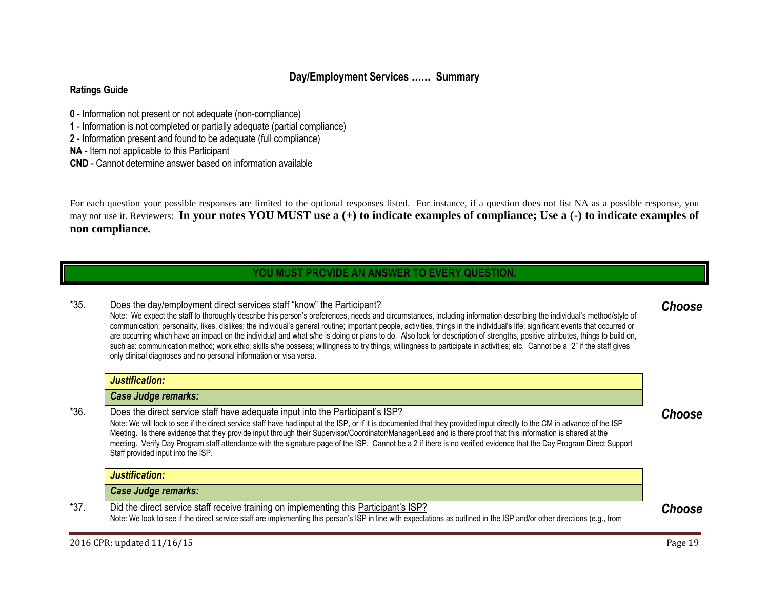## Day/Employment Services …… Summary

**Ratings Guide**

**0 -** Information not present or not adequate (non-compliance)
**1** - Information is not completed or partially adequate (partial compliance)
**2** - Information present and found to be adequate (full compliance)
**NA** - Item not applicable to this Participant
**CND** - Cannot determine answer based on information available

For each question your possible responses are limited to the optional responses listed. For instance, if a question does not list NA as a possible response, you may not use it. Reviewers: **In your notes YOU MUST use a (+) to indicate examples of compliance; Use a (-) to indicate examples of non compliance.**

**YOU MUST PROVIDE AN ANSWER TO EVERY QUESTION.**

*35. Does the day/employment direct services staff "know" the Participant? ***Choose***

Note: We expect the staff to thoroughly describe this person's preferences, needs and circumstances, including information describing the individual's method/style of communication; personality, likes, dislikes; the individual's general routine; important people, activities, things in the individual's life; significant events that occurred or are occurring which have an impact on the individual and what s/he is doing or plans to do. Also look for description of strengths, positive attributes, things to build on, such as: communication method; work ethic; skills s/he possess; willingness to try things; willingness to participate in activities; etc. Cannot be a "2" if the staff gives only clinical diagnoses and no personal information or visa versa.

***Justification:***

***Case Judge remarks:***

*36. Does the direct service staff have adequate input into the Participant's ISP? ***Choose***

Note: We will look to see if the direct service staff have had input at the ISP, or if it is documented that they provided input directly to the CM in advance of the ISP Meeting. Is there evidence that they provide input through their Supervisor/Coordinator/Manager/Lead and is there proof that this information is shared at the meeting. Verify Day Program staff attendance with the signature page of the ISP. Cannot be a 2 if there is no verified evidence that the Day Program Direct Support Staff provided input into the ISP.

***Justification:***

***Case Judge remarks:***

*37. Did the direct service staff receive training on implementing this Participant's ISP? ***Choose***

Note: We look to see if the direct service staff are implementing this person's ISP in line with expectations as outlined in the ISP and/or other directions (e.g., from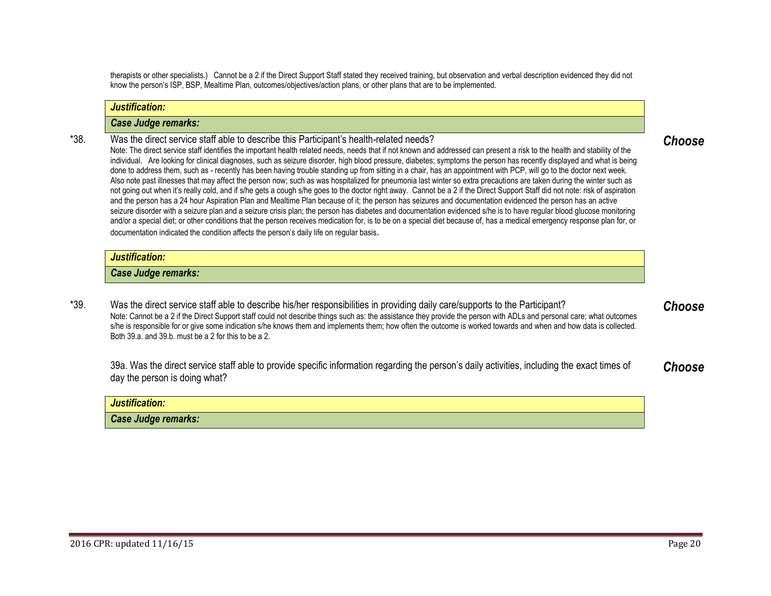therapists or other specialists.) Cannot be a 2 if the Direct Support Staff stated they received training, but observation and verbal description evidenced they did not know the person's ISP, BSP, Mealtime Plan, outcomes/objectives/action plans, or other plans that are to be implemented.

| ***Justification:*** |
|---|
| ***Case Judge remarks:*** |

*38. Was the direct service staff able to describe this Participant's health-related needs? ***Choose***

Note: The direct service staff identifies the important health related needs, needs that if not known and addressed can present a risk to the health and stability of the individual. Are looking for clinical diagnoses, such as seizure disorder, high blood pressure, diabetes; symptoms the person has recently displayed and what is being done to address them, such as - recently has been having trouble standing up from sitting in a chair, has an appointment with PCP, will go to the doctor next week. Also note past illnesses that may affect the person now; such as was hospitalized for pneumonia last winter so extra precautions are taken during the winter such as not going out when it's really cold, and if s/he gets a cough s/he goes to the doctor right away. Cannot be a 2 if the Direct Support Staff did not note: risk of aspiration and the person has a 24 hour Aspiration Plan and Mealtime Plan because of it; the person has seizures and documentation evidenced the person has an active seizure disorder with a seizure plan and a seizure crisis plan; the person has diabetes and documentation evidenced s/he is to have regular blood glucose monitoring and/or a special diet; or other conditions that the person receives medication for, is to be on a special diet because of, has a medical emergency response plan for, or documentation indicated the condition affects the person's daily life on regular basis.

| ***Justification:*** |
|---|
| ***Case Judge remarks:*** |

*39. Was the direct service staff able to describe his/her responsibilities in providing daily care/supports to the Participant? ***Choose***

Note: Cannot be a 2 if the Direct Support staff could not describe things such as: the assistance they provide the person with ADLs and personal care; what outcomes s/he is responsible for or give some indication s/he knows them and implements them; how often the outcome is worked towards and when and how data is collected. Both 39.a. and 39.b. must be a 2 for this to be a 2.

39a. Was the direct service staff able to provide specific information regarding the person's daily activities, including the exact times of day the person is doing what? ***Choose***

| ***Justification:*** |
|---|
| ***Case Judge remarks:*** |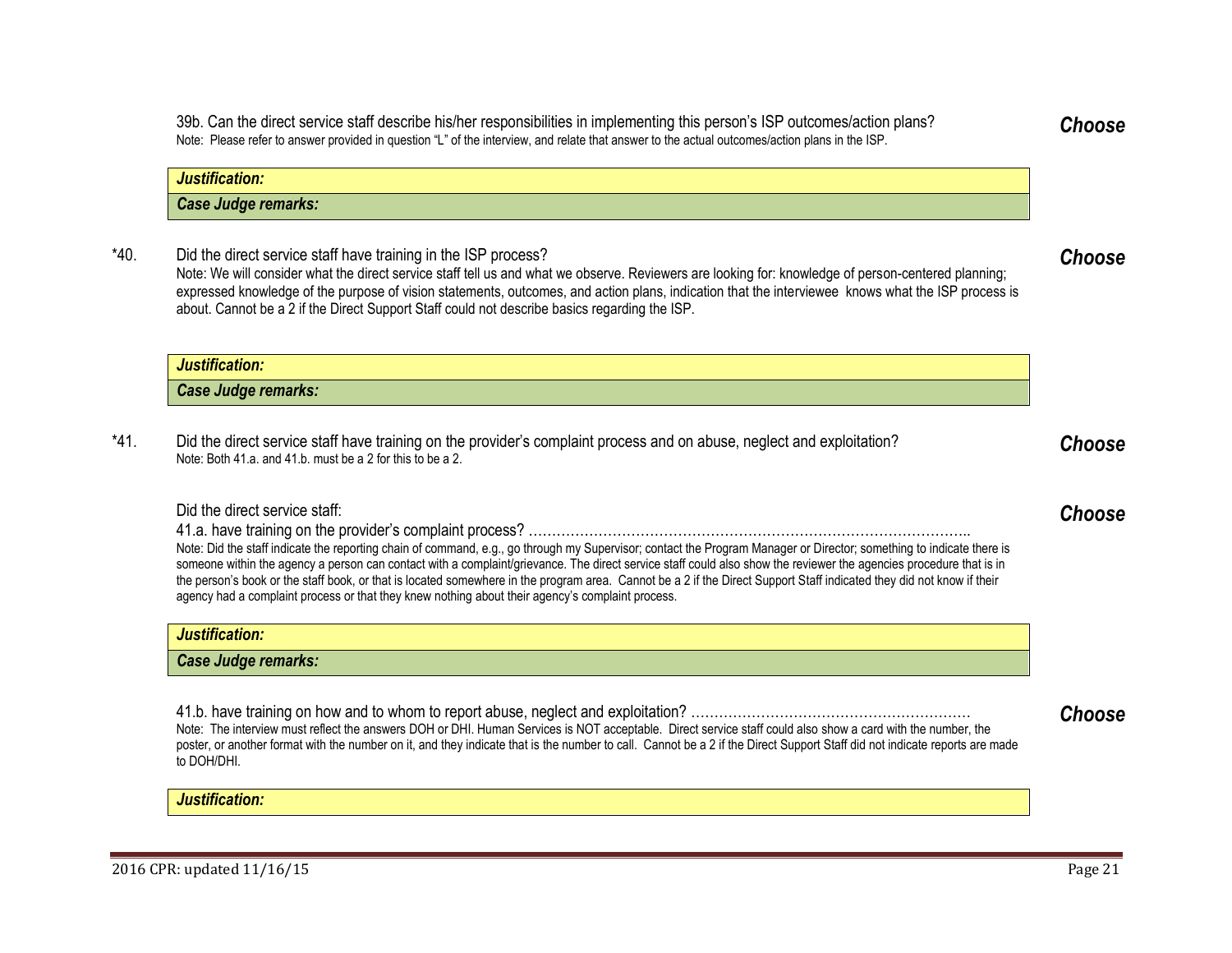39b. Can the direct service staff describe his/her responsibilities in implementing this person's ISP outcomes/action plans? ***Choose***

Note: Please refer to answer provided in question "L" of the interview, and relate that answer to the actual outcomes/action plans in the ISP.

***Justification:***

***Case Judge remarks:***

*40. Did the direct service staff have training in the ISP process? ***Choose***

Note: We will consider what the direct service staff tell us and what we observe. Reviewers are looking for: knowledge of person-centered planning; expressed knowledge of the purpose of vision statements, outcomes, and action plans, indication that the interviewee knows what the ISP process is about. Cannot be a 2 if the Direct Support Staff could not describe basics regarding the ISP.

***Justification:***

***Case Judge remarks:***

*41. Did the direct service staff have training on the provider's complaint process and on abuse, neglect and exploitation? ***Choose***

Note: Both 41.a. and 41.b. must be a 2 for this to be a 2.

Did the direct service staff: ***Choose***

41.a. have training on the provider's complaint process? ……………………………………………………………………………………..

Note: Did the staff indicate the reporting chain of command, e.g., go through my Supervisor; contact the Program Manager or Director; something to indicate there is someone within the agency a person can contact with a complaint/grievance. The direct service staff could also show the reviewer the agencies procedure that is in the person's book or the staff book, or that is located somewhere in the program area. Cannot be a 2 if the Direct Support Staff indicated they did not know if their agency had a complaint process or that they knew nothing about their agency's complaint process.

***Justification:***

***Case Judge remarks:***

41.b. have training on how and to whom to report abuse, neglect and exploitation? …………………………………………………… ***Choose***

Note: The interview must reflect the answers DOH or DHI. Human Services is NOT acceptable. Direct service staff could also show a card with the number, the poster, or another format with the number on it, and they indicate that is the number to call. Cannot be a 2 if the Direct Support Staff did not indicate reports are made to DOH/DHI.

***Justification:***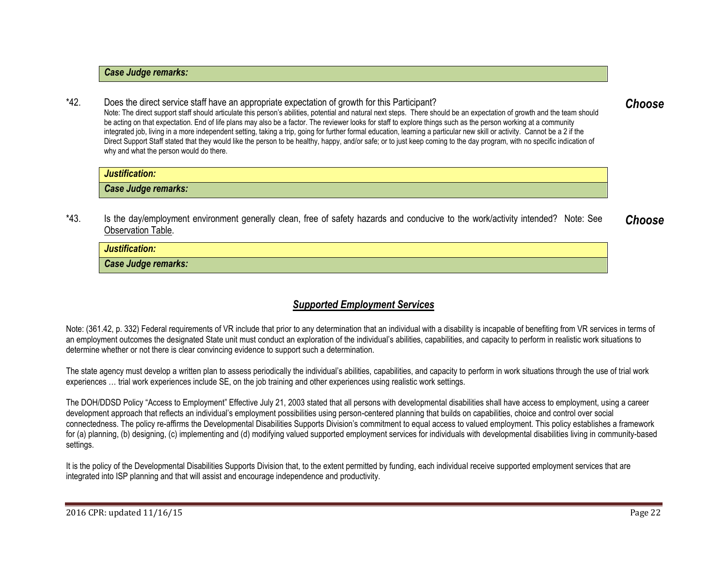***Case Judge remarks:***

*42. Does the direct service staff have an appropriate expectation of growth for this Participant? ***Choose***

Note: The direct support staff should articulate this person's abilities, potential and natural next steps. There should be an expectation of growth and the team should be acting on that expectation. End of life plans may also be a factor. The reviewer looks for staff to explore things such as the person working at a community integrated job, living in a more independent setting, taking a trip, going for further formal education, learning a particular new skill or activity. Cannot be a 2 if the Direct Support Staff stated that they would like the person to be healthy, happy, and/or safe; or to just keep coming to the day program, with no specific indication of why and what the person would do there.

***Justification:***

***Case Judge remarks:***

*43. Is the day/employment environment generally clean, free of safety hazards and conducive to the work/activity intended? Note: See Observation Table. ***Choose***

***Justification:***

***Case Judge remarks:***

## ***Supported Employment Services***

Note: (361.42, p. 332) Federal requirements of VR include that prior to any determination that an individual with a disability is incapable of benefiting from VR services in terms of an employment outcomes the designated State unit must conduct an exploration of the individual's abilities, capabilities, and capacity to perform in realistic work situations to determine whether or not there is clear convincing evidence to support such a determination.

The state agency must develop a written plan to assess periodically the individual's abilities, capabilities, and capacity to perform in work situations through the use of trial work experiences … trial work experiences include SE, on the job training and other experiences using realistic work settings.

The DOH/DDSD Policy "Access to Employment" Effective July 21, 2003 stated that all persons with developmental disabilities shall have access to employment, using a career development approach that reflects an individual's employment possibilities using person-centered planning that builds on capabilities, choice and control over social connectedness. The policy re-affirms the Developmental Disabilities Supports Division's commitment to equal access to valued employment. This policy establishes a framework for (a) planning, (b) designing, (c) implementing and (d) modifying valued supported employment services for individuals with developmental disabilities living in community-based settings.

It is the policy of the Developmental Disabilities Supports Division that, to the extent permitted by funding, each individual receive supported employment services that are integrated into ISP planning and that will assist and encourage independence and productivity.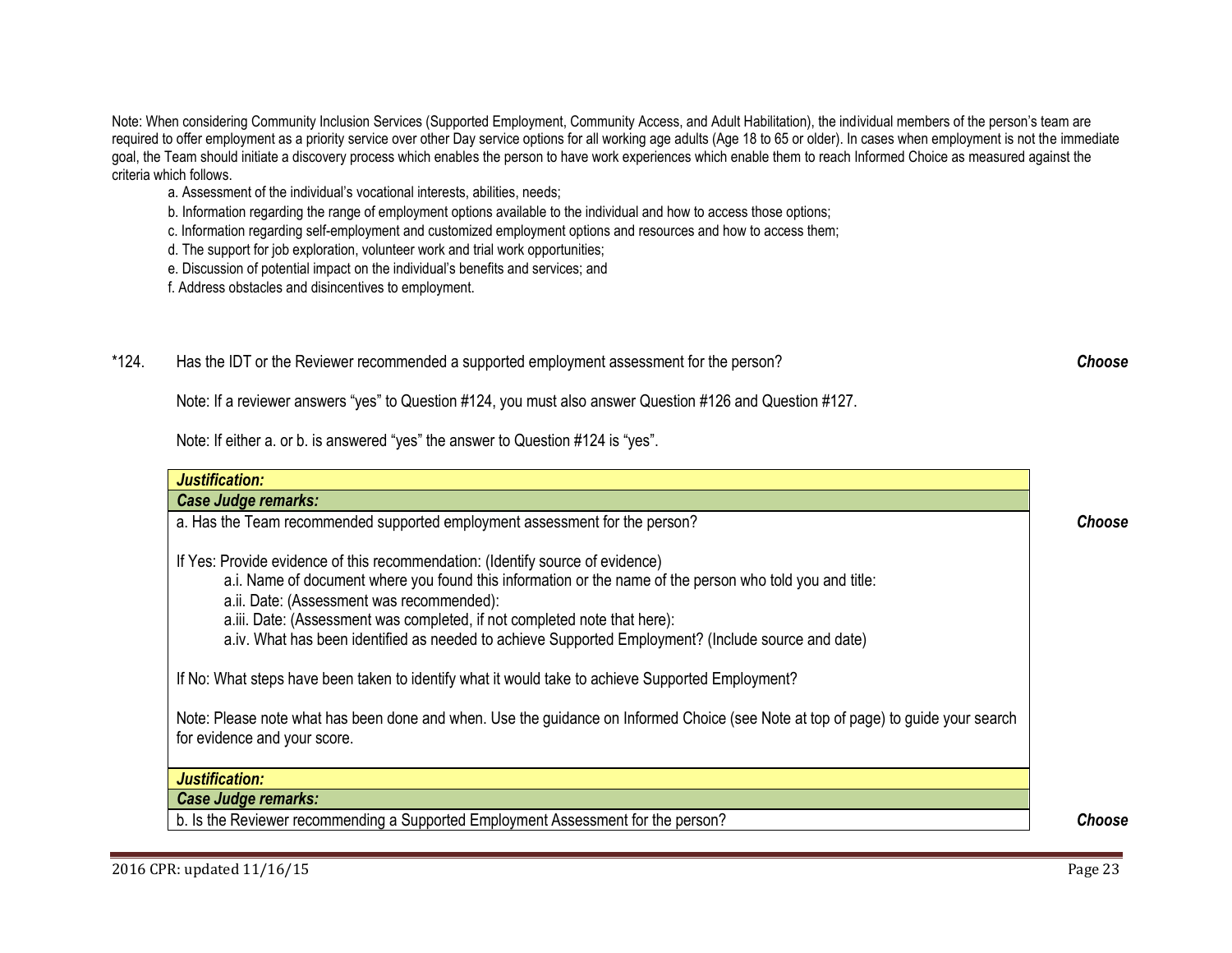Note: When considering Community Inclusion Services (Supported Employment, Community Access, and Adult Habilitation), the individual members of the person's team are required to offer employment as a priority service over other Day service options for all working age adults (Age 18 to 65 or older). In cases when employment is not the immediate goal, the Team should initiate a discovery process which enables the person to have work experiences which enable them to reach Informed Choice as measured against the criteria which follows.

a. Assessment of the individual's vocational interests, abilities, needs;

b. Information regarding the range of employment options available to the individual and how to access those options;

c. Information regarding self-employment and customized employment options and resources and how to access them;

d. The support for job exploration, volunteer work and trial work opportunities;

e. Discussion of potential impact on the individual's benefits and services; and

f. Address obstacles and disincentives to employment.

*124. Has the IDT or the Reviewer recommended a supported employment assessment for the person? ***Choose***

Note: If a reviewer answers "yes" to Question #124, you must also answer Question #126 and Question #127.

Note: If either a. or b. is answered "yes" the answer to Question #124 is "yes".

***Justification:***

***Case Judge remarks:***

a. Has the Team recommended supported employment assessment for the person? ***Choose***

If Yes: Provide evidence of this recommendation: (Identify source of evidence)

- a.i. Name of document where you found this information or the name of the person who told you and title:
- a.ii. Date: (Assessment was recommended):
- a.iii. Date: (Assessment was completed, if not completed note that here):
- a.iv. What has been identified as needed to achieve Supported Employment? (Include source and date)

If No: What steps have been taken to identify what it would take to achieve Supported Employment?

Note: Please note what has been done and when. Use the guidance on Informed Choice (see Note at top of page) to guide your search for evidence and your score.

***Justification:***

***Case Judge remarks:***

b. Is the Reviewer recommending a Supported Employment Assessment for the person? ***Choose***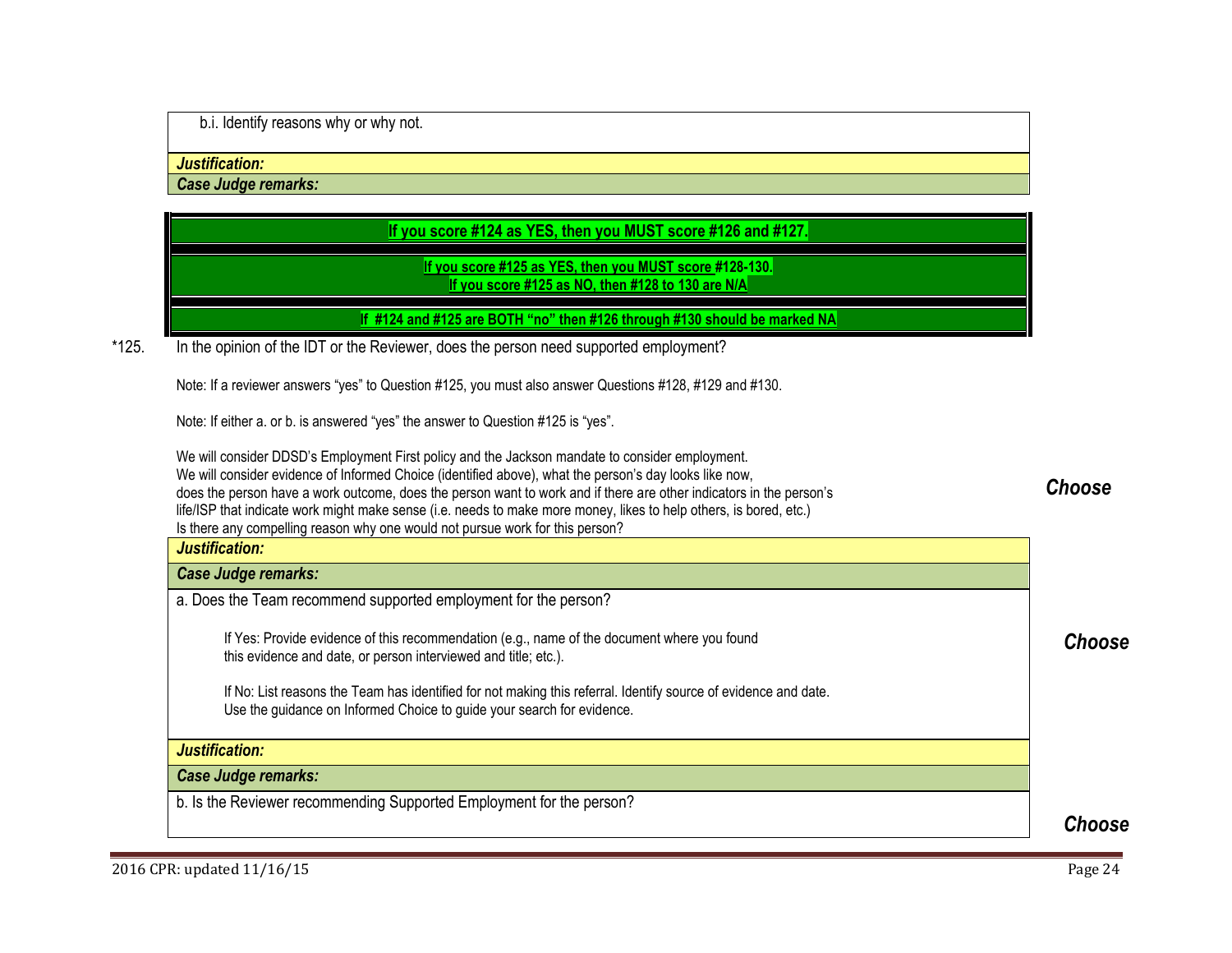b.i. Identify reasons why or why not.

***Justification:***

***Case Judge remarks:***

**If you score #124 as YES, then you MUST score #126 and #127.**

**If you score #125 as YES, then you MUST score #128-130.**
**If you score #125 as NO, then #128 to 130 are N/A**

**If #124 and #125 are BOTH "no" then #126 through #130 should be marked NA**

*125. In the opinion of the IDT or the Reviewer, does the person need supported employment?

Note: If a reviewer answers "yes" to Question #125, you must also answer Questions #128, #129 and #130.

Note: If either a. or b. is answered "yes" the answer to Question #125 is "yes".

We will consider DDSD's Employment First policy and the Jackson mandate to consider employment.
We will consider evidence of Informed Choice (identified above), what the person's day looks like now, does the person have a work outcome, does the person want to work and if there are other indicators in the person's life/ISP that indicate work might make sense (i.e. needs to make more money, likes to help others, is bored, etc.)
Is there any compelling reason why one would not pursue work for this person?

***Choose***

***Justification:***

***Case Judge remarks:***

a. Does the Team recommend supported employment for the person?

If Yes: Provide evidence of this recommendation (e.g., name of the document where you found this evidence and date, or person interviewed and title; etc.).

If No: List reasons the Team has identified for not making this referral. Identify source of evidence and date. Use the guidance on Informed Choice to guide your search for evidence.

***Choose***

***Justification:***

***Case Judge remarks:***

b. Is the Reviewer recommending Supported Employment for the person?

***Choose***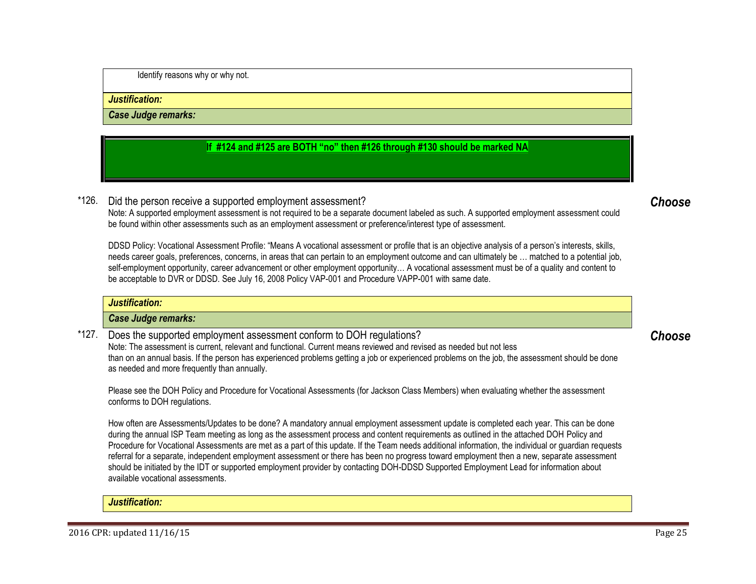Identify reasons why or why not.

***Justification:***

***Case Judge remarks:***

**If #124 and #125 are BOTH "no" then #126 through #130 should be marked NA**

*126. Did the person receive a supported employment assessment? ***Choose***

Note: A supported employment assessment is not required to be a separate document labeled as such. A supported employment assessment could be found within other assessments such as an employment assessment or preference/interest type of assessment.

DDSD Policy: Vocational Assessment Profile: "Means A vocational assessment or profile that is an objective analysis of a person's interests, skills, needs career goals, preferences, concerns, in areas that can pertain to an employment outcome and can ultimately be … matched to a potential job, self-employment opportunity, career advancement or other employment opportunity… A vocational assessment must be of a quality and content to be acceptable to DVR or DDSD. See July 16, 2008 Policy VAP-001 and Procedure VAPP-001 with same date.

***Justification:***

***Case Judge remarks:***

*127. Does the supported employment assessment conform to DOH regulations? ***Choose***

Note: The assessment is current, relevant and functional. Current means reviewed and revised as needed but not less than on an annual basis. If the person has experienced problems getting a job or experienced problems on the job, the assessment should be done as needed and more frequently than annually.

Please see the DOH Policy and Procedure for Vocational Assessments (for Jackson Class Members) when evaluating whether the assessment conforms to DOH regulations.

How often are Assessments/Updates to be done? A mandatory annual employment assessment update is completed each year. This can be done during the annual ISP Team meeting as long as the assessment process and content requirements as outlined in the attached DOH Policy and Procedure for Vocational Assessments are met as a part of this update. If the Team needs additional information, the individual or guardian requests referral for a separate, independent employment assessment or there has been no progress toward employment then a new, separate assessment should be initiated by the IDT or supported employment provider by contacting DOH-DDSD Supported Employment Lead for information about available vocational assessments.

***Justification:***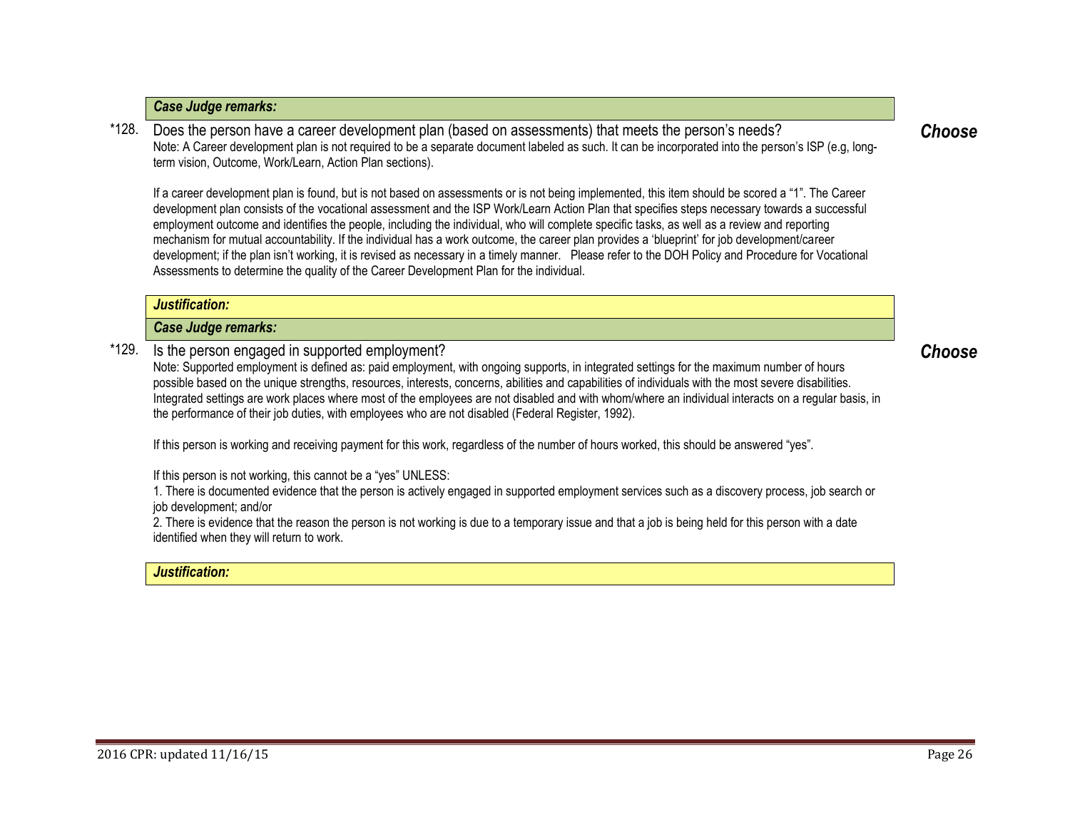***Case Judge remarks:***

*128. Does the person have a career development plan (based on assessments) that meets the person's needs? ***Choose***

Note: A Career development plan is not required to be a separate document labeled as such. It can be incorporated into the person's ISP (e.g, long-term vision, Outcome, Work/Learn, Action Plan sections).

If a career development plan is found, but is not based on assessments or is not being implemented, this item should be scored a "1". The Career development plan consists of the vocational assessment and the ISP Work/Learn Action Plan that specifies steps necessary towards a successful employment outcome and identifies the people, including the individual, who will complete specific tasks, as well as a review and reporting mechanism for mutual accountability. If the individual has a work outcome, the career plan provides a 'blueprint' for job development/career development; if the plan isn't working, it is revised as necessary in a timely manner. Please refer to the DOH Policy and Procedure for Vocational Assessments to determine the quality of the Career Development Plan for the individual.

***Justification:***

***Case Judge remarks:***

*129. Is the person engaged in supported employment? ***Choose***

Note: Supported employment is defined as: paid employment, with ongoing supports, in integrated settings for the maximum number of hours possible based on the unique strengths, resources, interests, concerns, abilities and capabilities of individuals with the most severe disabilities. Integrated settings are work places where most of the employees are not disabled and with whom/where an individual interacts on a regular basis, in the performance of their job duties, with employees who are not disabled (Federal Register, 1992).

If this person is working and receiving payment for this work, regardless of the number of hours worked, this should be answered "yes".

If this person is not working, this cannot be a "yes" UNLESS:

1. There is documented evidence that the person is actively engaged in supported employment services such as a discovery process, job search or job development; and/or
2. There is evidence that the reason the person is not working is due to a temporary issue and that a job is being held for this person with a date identified when they will return to work.

***Justification:***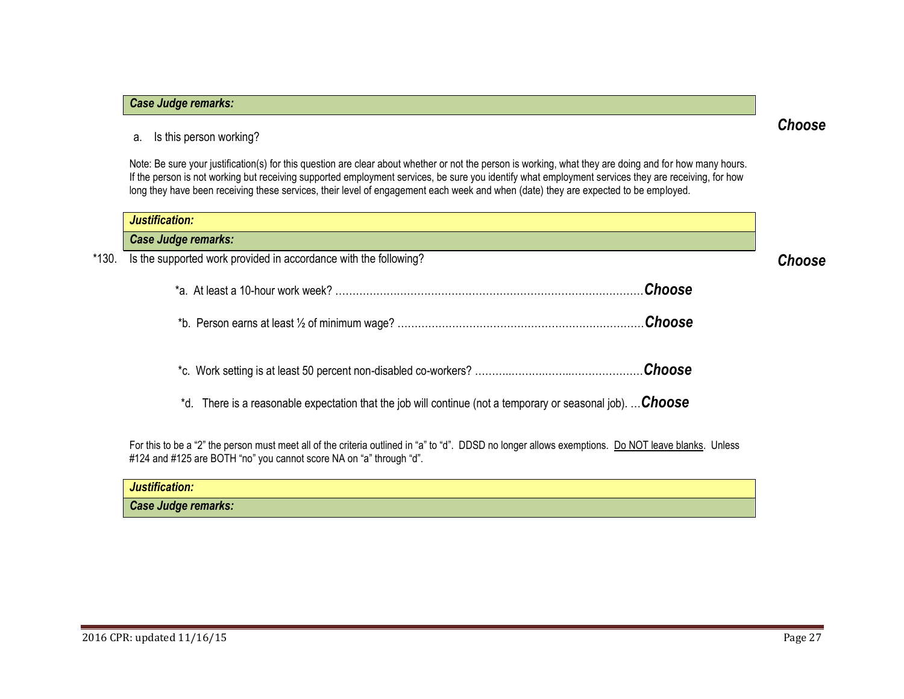***Case Judge remarks:***

a. Is this person working? ***Choose***

Note: Be sure your justification(s) for this question are clear about whether or not the person is working, what they are doing and for how many hours. If the person is not working but receiving supported employment services, be sure you identify what employment services they are receiving, for how long they have been receiving these services, their level of engagement each week and when (date) they are expected to be employed.

***Justification:***

***Case Judge remarks:***

*130. Is the supported work provided in accordance with the following? ***Choose***

*a. At least a 10-hour work week? ……………………………………………………………………………… ***Choose***

*b. Person earns at least ½ of minimum wage? ……………………………………………………………… ***Choose***

*c. Work setting is at least 50 percent non-disabled co-workers? ………………………………………… ***Choose***

*d. There is a reasonable expectation that the job will continue (not a temporary or seasonal job). … ***Choose***

For this to be a "2" the person must meet all of the criteria outlined in "a" to "d". DDSD no longer allows exemptions. <u>Do NOT leave blanks</u>. Unless #124 and #125 are BOTH "no" you cannot score NA on "a" through "d".

***Justification:***

***Case Judge remarks:***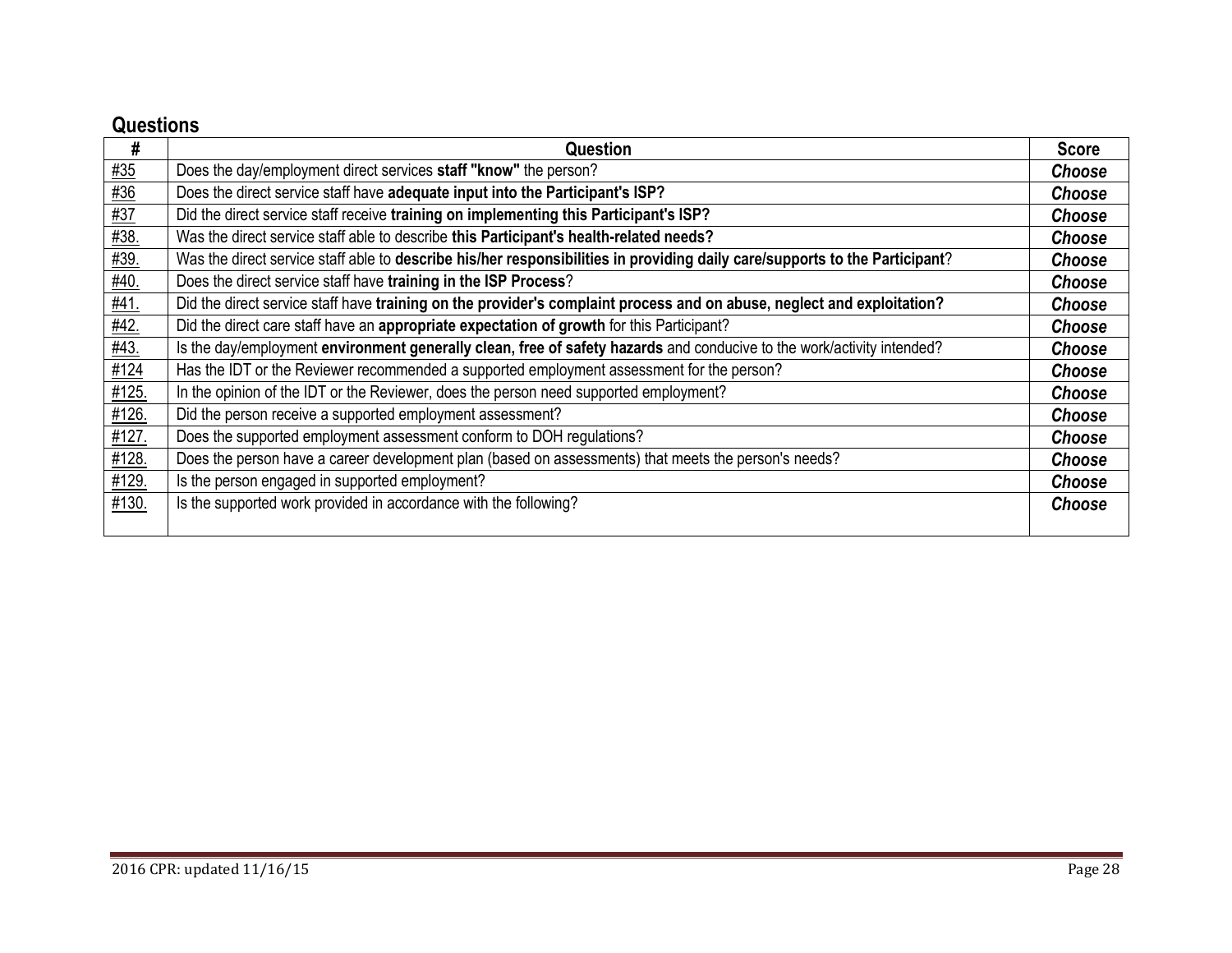## Questions

| # | Question | Score |
|---|---|---|
| #35 | Does the day/employment direct services **staff "know"** the person? | ***Choose*** |
| #36 | Does the direct service staff have **adequate input into the Participant's ISP?** | ***Choose*** |
| #37 | Did the direct service staff receive **training on implementing this Participant's ISP?** | ***Choose*** |
| #38. | Was the direct service staff able to describe **this Participant's health-related needs?** | ***Choose*** |
| #39. | Was the direct service staff able to **describe his/her responsibilities in providing daily care/supports to the Participant**? | ***Choose*** |
| #40. | Does the direct service staff have **training in the ISP Process**? | ***Choose*** |
| #41. | Did the direct service staff have **training on the provider's complaint process and on abuse, neglect and exploitation?** | ***Choose*** |
| #42. | Did the direct care staff have an **appropriate expectation of growth** for this Participant? | ***Choose*** |
| #43. | Is the day/employment **environment generally clean, free of safety hazards** and conducive to the work/activity intended? | ***Choose*** |
| #124 | Has the IDT or the Reviewer recommended a supported employment assessment for the person? | ***Choose*** |
| #125. | In the opinion of the IDT or the Reviewer, does the person need supported employment? | ***Choose*** |
| #126. | Did the person receive a supported employment assessment? | ***Choose*** |
| #127. | Does the supported employment assessment conform to DOH regulations? | ***Choose*** |
| #128. | Does the person have a career development plan (based on assessments) that meets the person's needs? | ***Choose*** |
| #129. | Is the person engaged in supported employment? | ***Choose*** |
| #130. | Is the supported work provided in accordance with the following? | ***Choose*** |